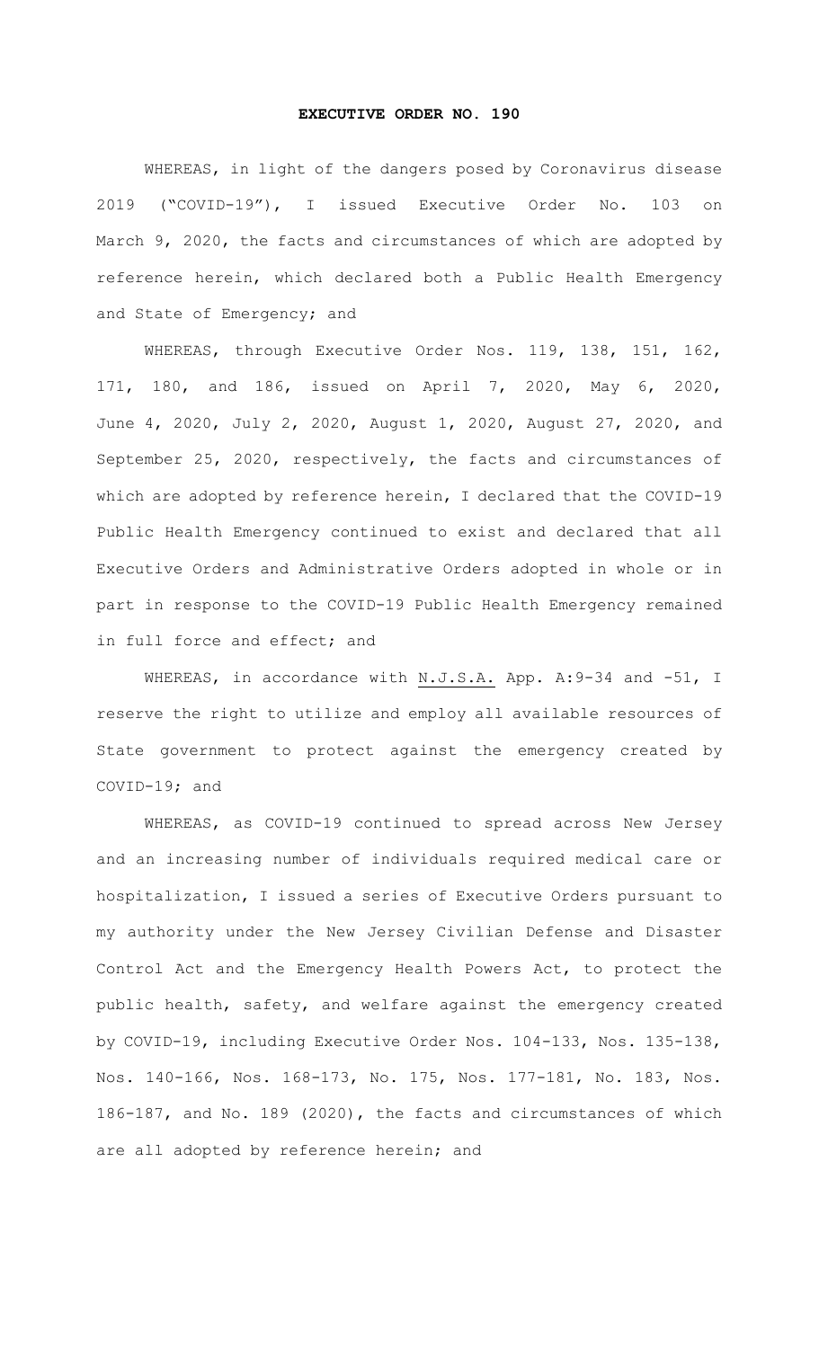# EXECUTIVE ORDER NO. 190

WHEREAS, in light of the dangers posed by Coronavirus disease 2019 ("COVID-19"), I issued Executive Order No. 103 on March 9, 2020, the facts and circumstances of which are adopted by reference herein, which declared both a Public Health Emergency and State of Emergency; and

WHEREAS, through Executive Order Nos. 119, 138, 151, 162, 171, 180, and 186, issued on April 7, 2020, May 6, 2020, June 4, 2020, July 2, 2020, August 1, 2020, August 27, 2020, and September 25, 2020, respectively, the facts and circumstances of which are adopted by reference herein, I declared that the COVID-19 Public Health Emergency continued to exist and declared that all Executive Orders and Administrative Orders adopted in whole or in part in response to the COVID-19 Public Health Emergency remained in full force and effect; and

WHEREAS, in accordance with N.J.S.A. App. A:9-34 and -51, I reserve the right to utilize and employ all available resources of State government to protect against the emergency created by COVID-19; and

WHEREAS, as COVID-19 continued to spread across New Jersey and an increasing number of individuals required medical care or hospitalization, I issued a series of Executive Orders pursuant to my authority under the New Jersey Civilian Defense and Disaster Control Act and the Emergency Health Powers Act, to protect the public health, safety, and welfare against the emergency created by COVID-19, including Executive Order Nos. 104-133, Nos. 135-138, Nos. 140-166, Nos. 168-173, No. 175, Nos. 177-181, No. 183, Nos. 186-187, and No. 189 (2020), the facts and circumstances of which are all adopted by reference herein; and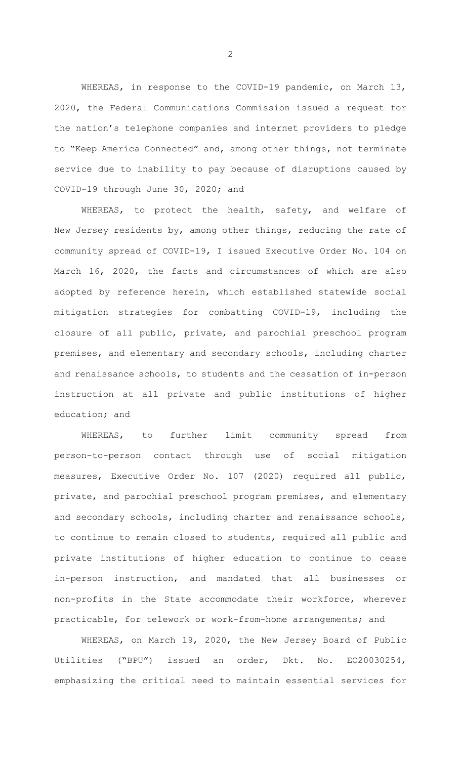WHEREAS, in response to the COVID-19 pandemic, on March 13, 2020, the Federal Communications Commission issued a request for the nation's telephone companies and internet providers to pledge to "Keep America Connected" and, among other things, not terminate service due to inability to pay because of disruptions caused by COVID-19 through June 30, 2020; and

WHEREAS, to protect the health, safety, and welfare of New Jersey residents by, among other things, reducing the rate of community spread of COVID-19, I issued Executive Order No. 104 on March 16, 2020, the facts and circumstances of which are also adopted by reference herein, which established statewide social mitigation strategies for combatting COVID-19, including the closure of all public, private, and parochial preschool program premises, and elementary and secondary schools, including charter and renaissance schools, to students and the cessation of in-person instruction at all private and public institutions of higher education; and

WHEREAS, to further limit community spread from person-to-person contact through use of social mitigation measures, Executive Order No. 107 (2020) required all public, private, and parochial preschool program premises, and elementary and secondary schools, including charter and renaissance schools, to continue to remain closed to students, required all public and private institutions of higher education to continue to cease in-person instruction, and mandated that all businesses or non-profits in the State accommodate their workforce, wherever practicable, for telework or work-from-home arrangements; and

WHEREAS, on March 19, 2020, the New Jersey Board of Public Utilities ("BPU") issued an order, Dkt. No. EO20030254, emphasizing the critical need to maintain essential services for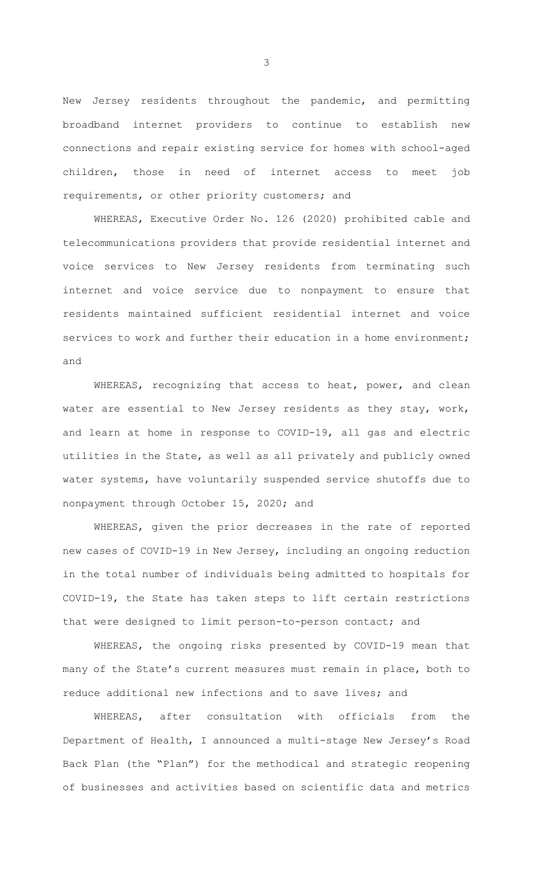New Jersey residents throughout the pandemic, and permitting broadband internet providers to continue to establish new connections and repair existing service for homes with school-aged children, those in need of internet access to meet job requirements, or other priority customers; and

WHEREAS, Executive Order No. 126 (2020) prohibited cable and telecommunications providers that provide residential internet and voice services to New Jersey residents from terminating such internet and voice service due to nonpayment to ensure that residents maintained sufficient residential internet and voice services to work and further their education in a home environment; and

WHEREAS, recognizing that access to heat, power, and clean water are essential to New Jersey residents as they stay, work, and learn at home in response to COVID-19, all gas and electric utilities in the State, as well as all privately and publicly owned water systems, have voluntarily suspended service shutoffs due to nonpayment through October 15, 2020; and

WHEREAS, given the prior decreases in the rate of reported new cases of COVID-19 in New Jersey, including an ongoing reduction in the total number of individuals being admitted to hospitals for COVID-19, the State has taken steps to lift certain restrictions that were designed to limit person-to-person contact; and

WHEREAS, the ongoing risks presented by COVID-19 mean that many of the State's current measures must remain in place, both to reduce additional new infections and to save lives; and

WHEREAS, after consultation with officials from the Department of Health, I announced a multi-stage New Jersey's Road Back Plan (the "Plan") for the methodical and strategic reopening of businesses and activities based on scientific data and metrics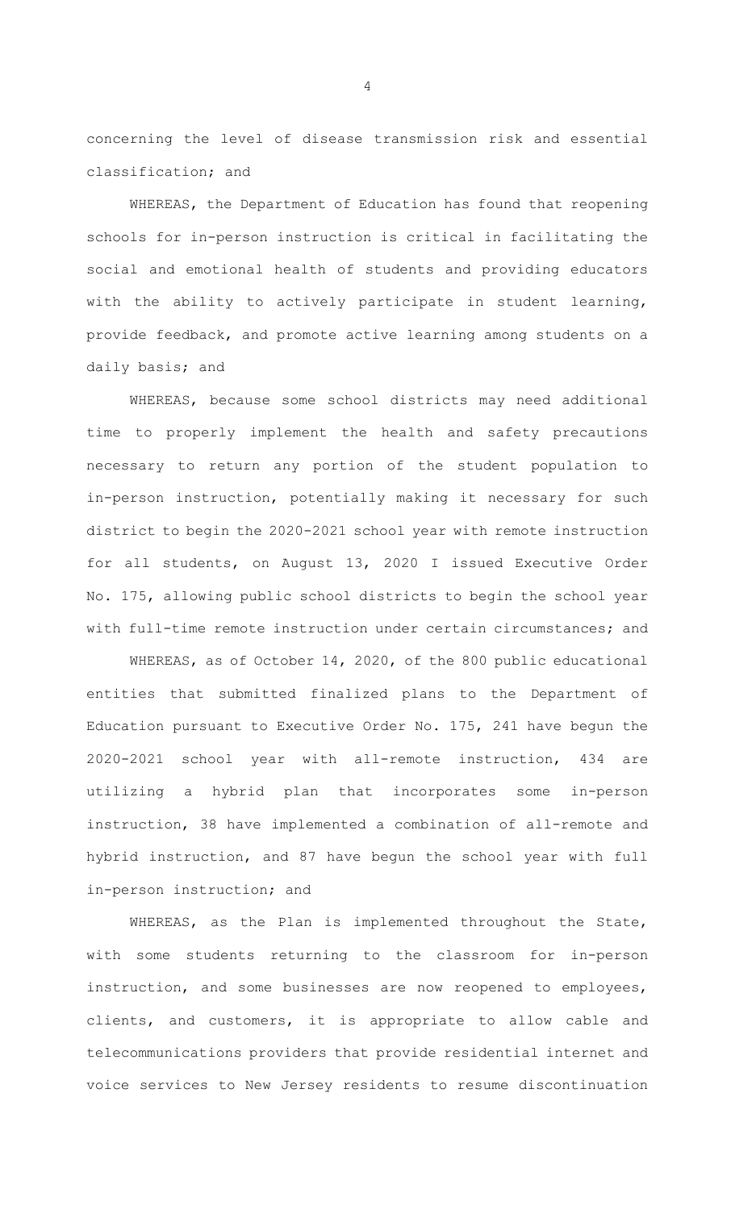concerning the level of disease transmission risk and essential classification; and

WHEREAS, the Department of Education has found that reopening schools for in-person instruction is critical in facilitating the social and emotional health of students and providing educators with the ability to actively participate in student learning, provide feedback, and promote active learning among students on a daily basis; and

WHEREAS, because some school districts may need additional time to properly implement the health and safety precautions necessary to return any portion of the student population to in-person instruction, potentially making it necessary for such district to begin the 2020-2021 school year with remote instruction for all students, on August 13, 2020 I issued Executive Order No. 175, allowing public school districts to begin the school year with full-time remote instruction under certain circumstances; and

WHEREAS, as of October 14, 2020, of the 800 public educational entities that submitted finalized plans to the Department of Education pursuant to Executive Order No. 175, 241 have begun the 2020-2021 school year with all-remote instruction, 434 are utilizing a hybrid plan that incorporates some in-person instruction, 38 have implemented a combination of all-remote and hybrid instruction, and 87 have begun the school year with full in-person instruction; and

WHEREAS, as the Plan is implemented throughout the State, with some students returning to the classroom for in-person instruction, and some businesses are now reopened to employees, clients, and customers, it is appropriate to allow cable and telecommunications providers that provide residential internet and voice services to New Jersey residents to resume discontinuation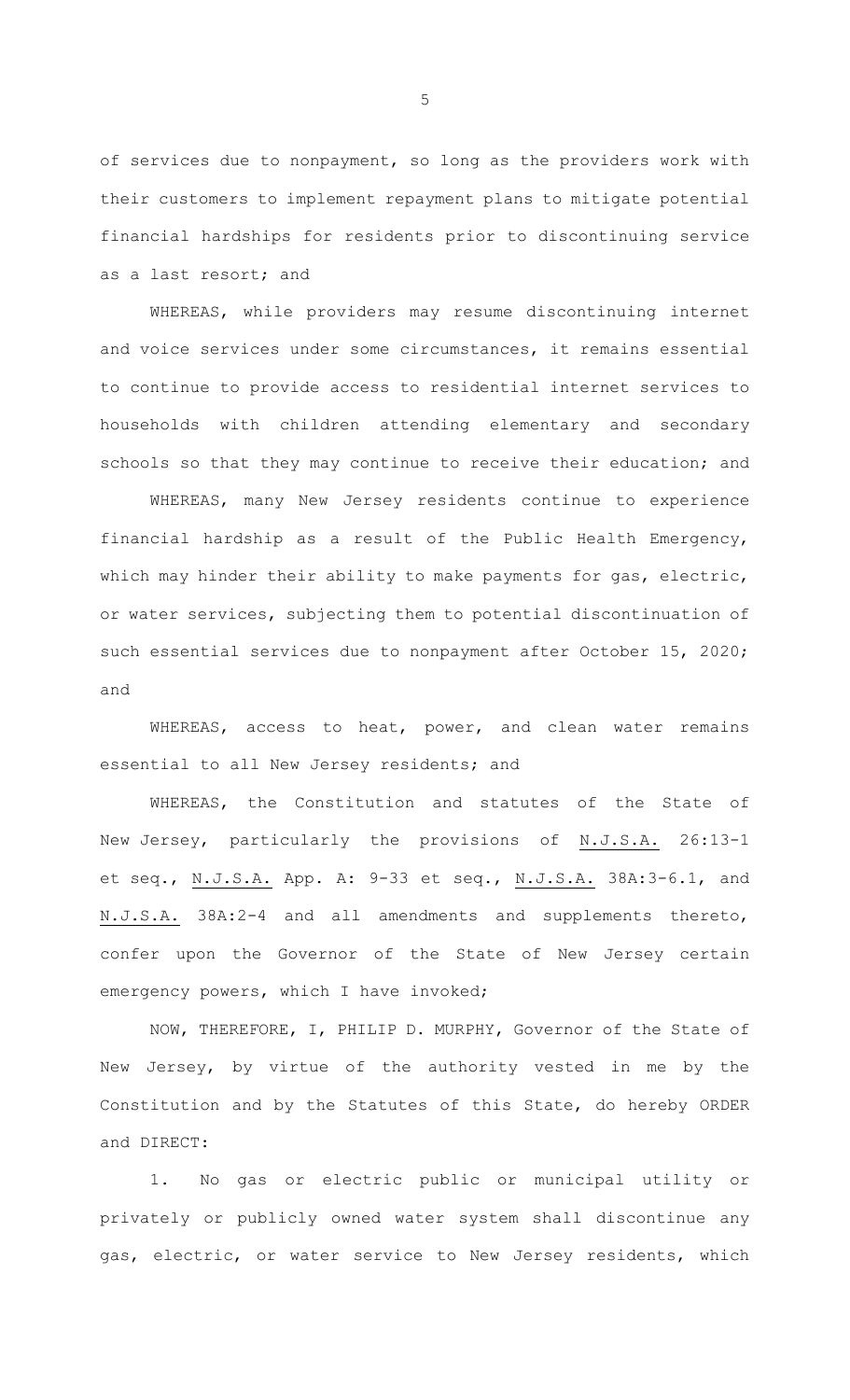of services due to nonpayment, so long as the providers work with their customers to implement repayment plans to mitigate potential financial hardships for residents prior to discontinuing service as a last resort; and

WHEREAS, while providers may resume discontinuing internet and voice services under some circumstances, it remains essential to continue to provide access to residential internet services to households with children attending elementary and secondary schools so that they may continue to receive their education; and

WHEREAS, many New Jersey residents continue to experience financial hardship as a result of the Public Health Emergency, which may hinder their ability to make payments for gas, electric, or water services, subjecting them to potential discontinuation of such essential services due to nonpayment after October 15, 2020; and

WHEREAS, access to heat, power, and clean water remains essential to all New Jersey residents; and

WHEREAS, the Constitution and statutes of the State of New Jersey, particularly the provisions of N.J.S.A. 26:13-1 et seq., N.J.S.A. App. A: 9-33 et seq., N.J.S.A. 38A:3-6.1, and N.J.S.A. 38A:2-4 and all amendments and supplements thereto, confer upon the Governor of the State of New Jersey certain emergency powers, which I have invoked;

NOW, THEREFORE, I, PHILIP D. MURPHY, Governor of the State of New Jersey, by virtue of the authority vested in me by the Constitution and by the Statutes of this State, do hereby ORDER and DIRECT:

1. No gas or electric public or municipal utility or privately or publicly owned water system shall discontinue any gas, electric, or water service to New Jersey residents, which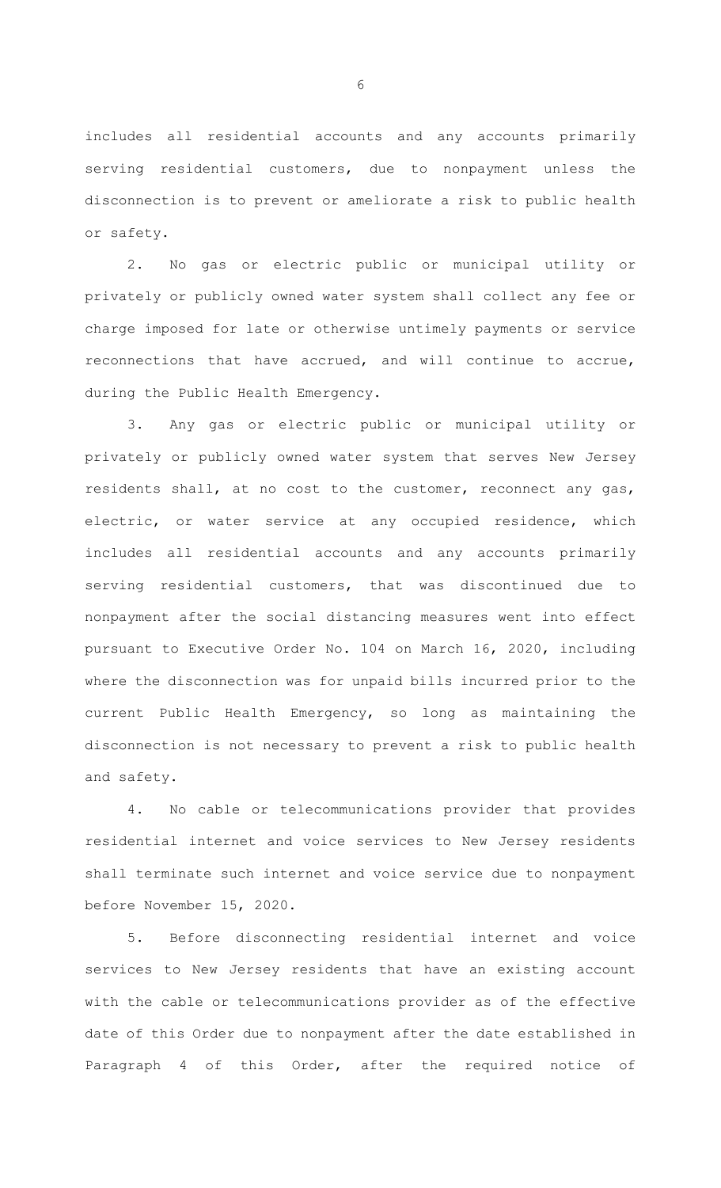includes all residential accounts and any accounts primarily serving residential customers, due to nonpayment unless the disconnection is to prevent or ameliorate a risk to public health or safety.

2. No gas or electric public or municipal utility or privately or publicly owned water system shall collect any fee or charge imposed for late or otherwise untimely payments or service reconnections that have accrued, and will continue to accrue, during the Public Health Emergency.

3. Any gas or electric public or municipal utility or privately or publicly owned water system that serves New Jersey residents shall, at no cost to the customer, reconnect any gas, electric, or water service at any occupied residence, which includes all residential accounts and any accounts primarily serving residential customers, that was discontinued due to nonpayment after the social distancing measures went into effect pursuant to Executive Order No. 104 on March 16, 2020, including where the disconnection was for unpaid bills incurred prior to the current Public Health Emergency, so long as maintaining the disconnection is not necessary to prevent a risk to public health and safety.

4. No cable or telecommunications provider that provides residential internet and voice services to New Jersey residents shall terminate such internet and voice service due to nonpayment before November 15, 2020.

5. Before disconnecting residential internet and voice services to New Jersey residents that have an existing account with the cable or telecommunications provider as of the effective date of this Order due to nonpayment after the date established in Paragraph 4 of this Order, after the required notice of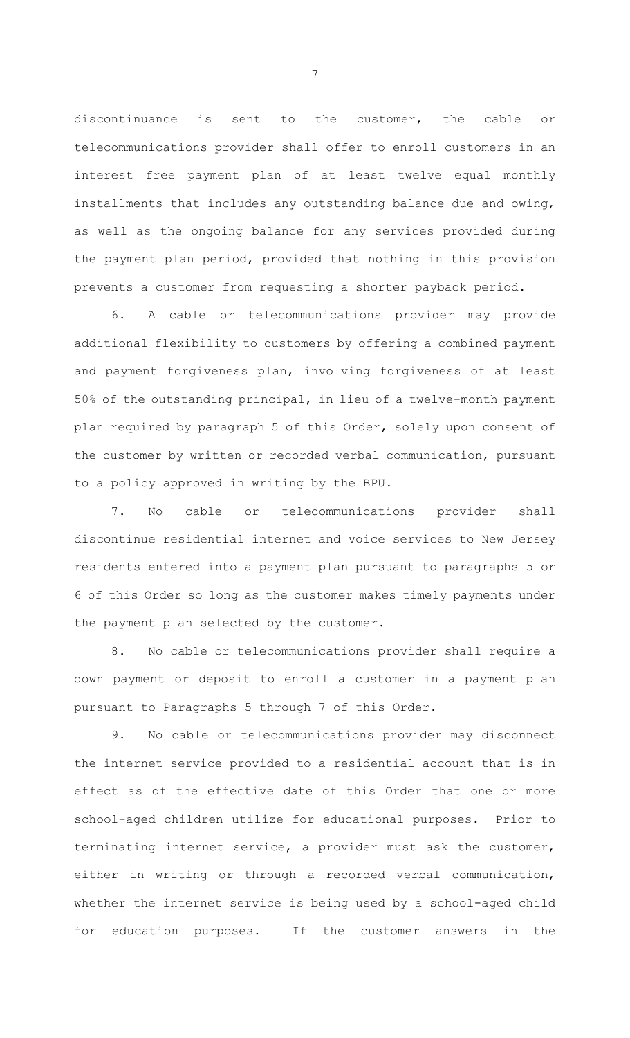discontinuance is sent to the customer, the cable or telecommunications provider shall offer to enroll customers in an interest free payment plan of at least twelve equal monthly installments that includes any outstanding balance due and owing, as well as the ongoing balance for any services provided during the payment plan period, provided that nothing in this provision prevents a customer from requesting a shorter payback period.

6. A cable or telecommunications provider may provide additional flexibility to customers by offering a combined payment and payment forgiveness plan, involving forgiveness of at least 50% of the outstanding principal, in lieu of a twelve-month payment plan required by paragraph 5 of this Order, solely upon consent of the customer by written or recorded verbal communication, pursuant to a policy approved in writing by the BPU.

7. No cable or telecommunications provider shall discontinue residential internet and voice services to New Jersey residents entered into a payment plan pursuant to paragraphs 5 or 6 of this Order so long as the customer makes timely payments under the payment plan selected by the customer.

8. No cable or telecommunications provider shall require a down payment or deposit to enroll a customer in a payment plan pursuant to Paragraphs 5 through 7 of this Order.

9. No cable or telecommunications provider may disconnect the internet service provided to a residential account that is in effect as of the effective date of this Order that one or more school-aged children utilize for educational purposes. Prior to terminating internet service, a provider must ask the customer, either in writing or through a recorded verbal communication, whether the internet service is being used by a school-aged child for education purposes. If the customer answers in the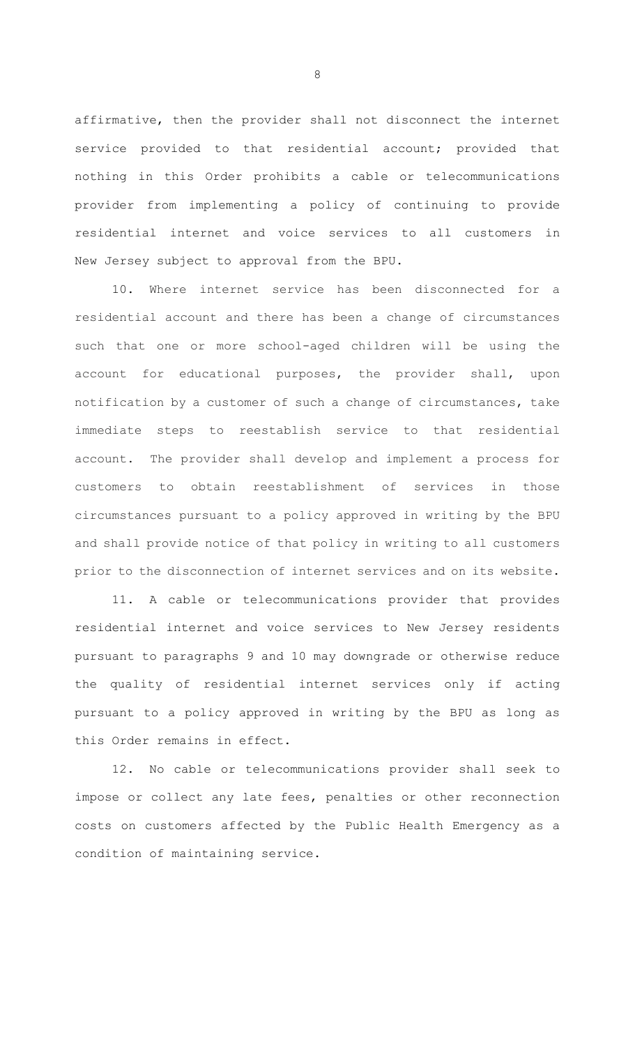affirmative, then the provider shall not disconnect the internet service provided to that residential account; provided that nothing in this Order prohibits a cable or telecommunications provider from implementing a policy of continuing to provide residential internet and voice services to all customers in New Jersey subject to approval from the BPU.

10. Where internet service has been disconnected for a residential account and there has been a change of circumstances such that one or more school-aged children will be using the account for educational purposes, the provider shall, upon notification by a customer of such a change of circumstances, take immediate steps to reestablish service to that residential account. The provider shall develop and implement a process for customers to obtain reestablishment of services in those circumstances pursuant to a policy approved in writing by the BPU and shall provide notice of that policy in writing to all customers prior to the disconnection of internet services and on its website.

11. A cable or telecommunications provider that provides residential internet and voice services to New Jersey residents pursuant to paragraphs 9 and 10 may downgrade or otherwise reduce the quality of residential internet services only if acting pursuant to a policy approved in writing by the BPU as long as this Order remains in effect.

12. No cable or telecommunications provider shall seek to impose or collect any late fees, penalties or other reconnection costs on customers affected by the Public Health Emergency as a condition of maintaining service.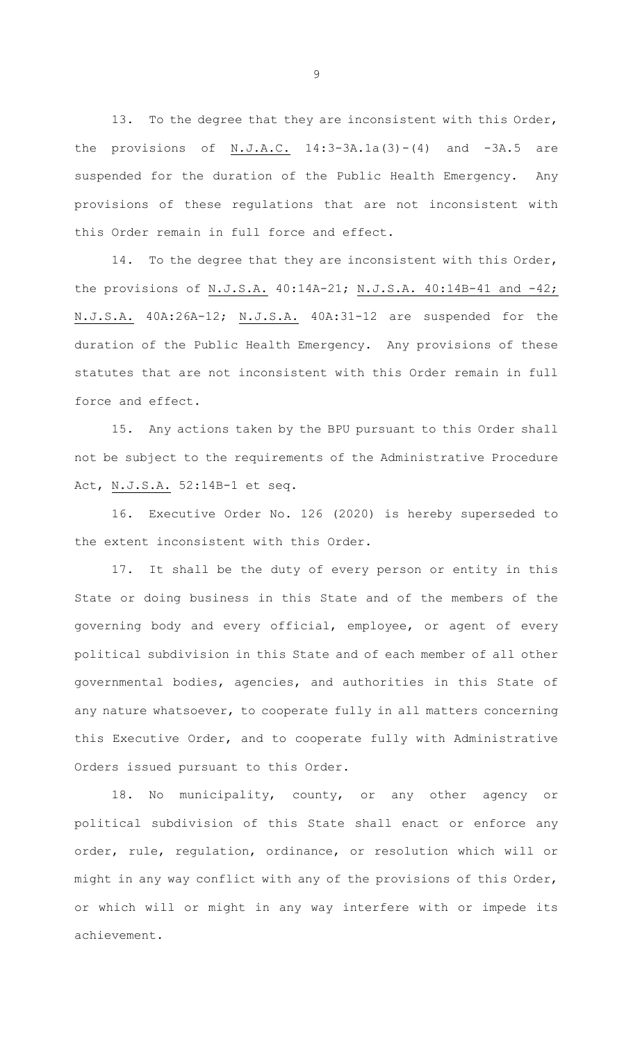13. To the degree that they are inconsistent with this Order, the provisions of N.J.A.C. 14:3-3A.1a(3)-(4) and -3A.5 are suspended for the duration of the Public Health Emergency. Any provisions of these regulations that are not inconsistent with this Order remain in full force and effect.

14. To the degree that they are inconsistent with this Order, the provisions of N.J.S.A. 40:14A-21; N.J.S.A. 40:14B-41 and -42; N.J.S.A. 40A:26A-12; N.J.S.A. 40A:31-12 are suspended for the duration of the Public Health Emergency. Any provisions of these statutes that are not inconsistent with this Order remain in full force and effect.

15. Any actions taken by the BPU pursuant to this Order shall not be subject to the requirements of the Administrative Procedure Act, N.J.S.A. 52:14B-1 et seq.

16. Executive Order No. 126 (2020) is hereby superseded to the extent inconsistent with this Order.

17. It shall be the duty of every person or entity in this State or doing business in this State and of the members of the governing body and every official, employee, or agent of every political subdivision in this State and of each member of all other governmental bodies, agencies, and authorities in this State of any nature whatsoever, to cooperate fully in all matters concerning this Executive Order, and to cooperate fully with Administrative Orders issued pursuant to this Order.

18. No municipality, county, or any other agency or political subdivision of this State shall enact or enforce any order, rule, regulation, ordinance, or resolution which will or might in any way conflict with any of the provisions of this Order, or which will or might in any way interfere with or impede its achievement.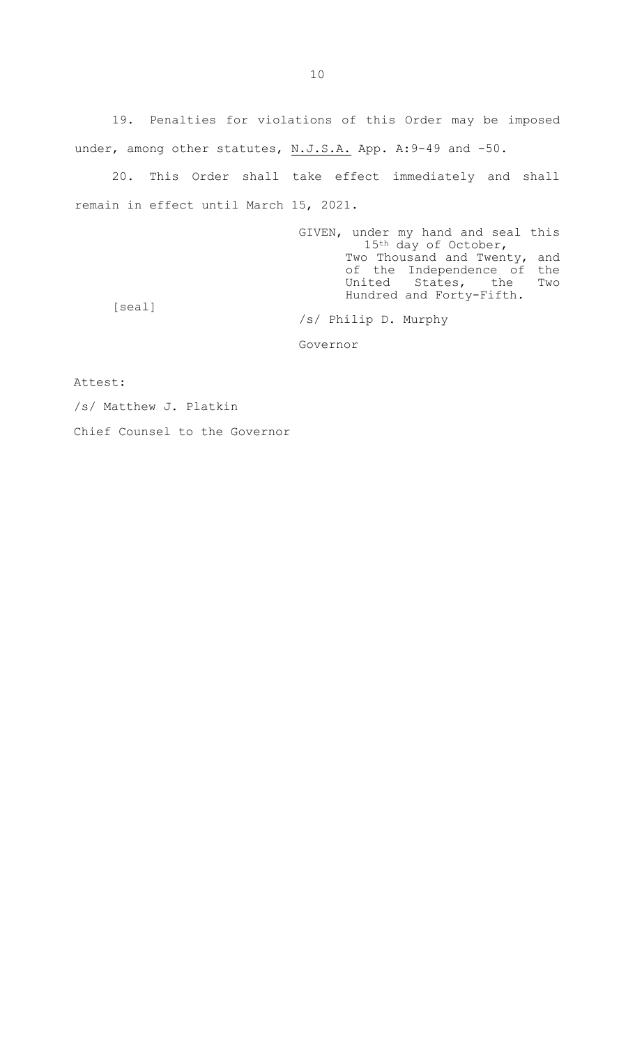19. Penalties for violations of this Order may be imposed under, among other statutes, N.J.S.A. App. A:9-49 and -50.

20. This Order shall take effect immediately and shall remain in effect until March 15, 2021.

GIVEN, under my hand and seal this 15th day of October, Two Thousand and Twenty, and of the Independence of the United States, the Two Hundred and Forty-Fifth.

[seal]

/s/ Philip D. Murphy

Governor

Attest:

/s/ Matthew J. Platkin

Chief Counsel to the Governor